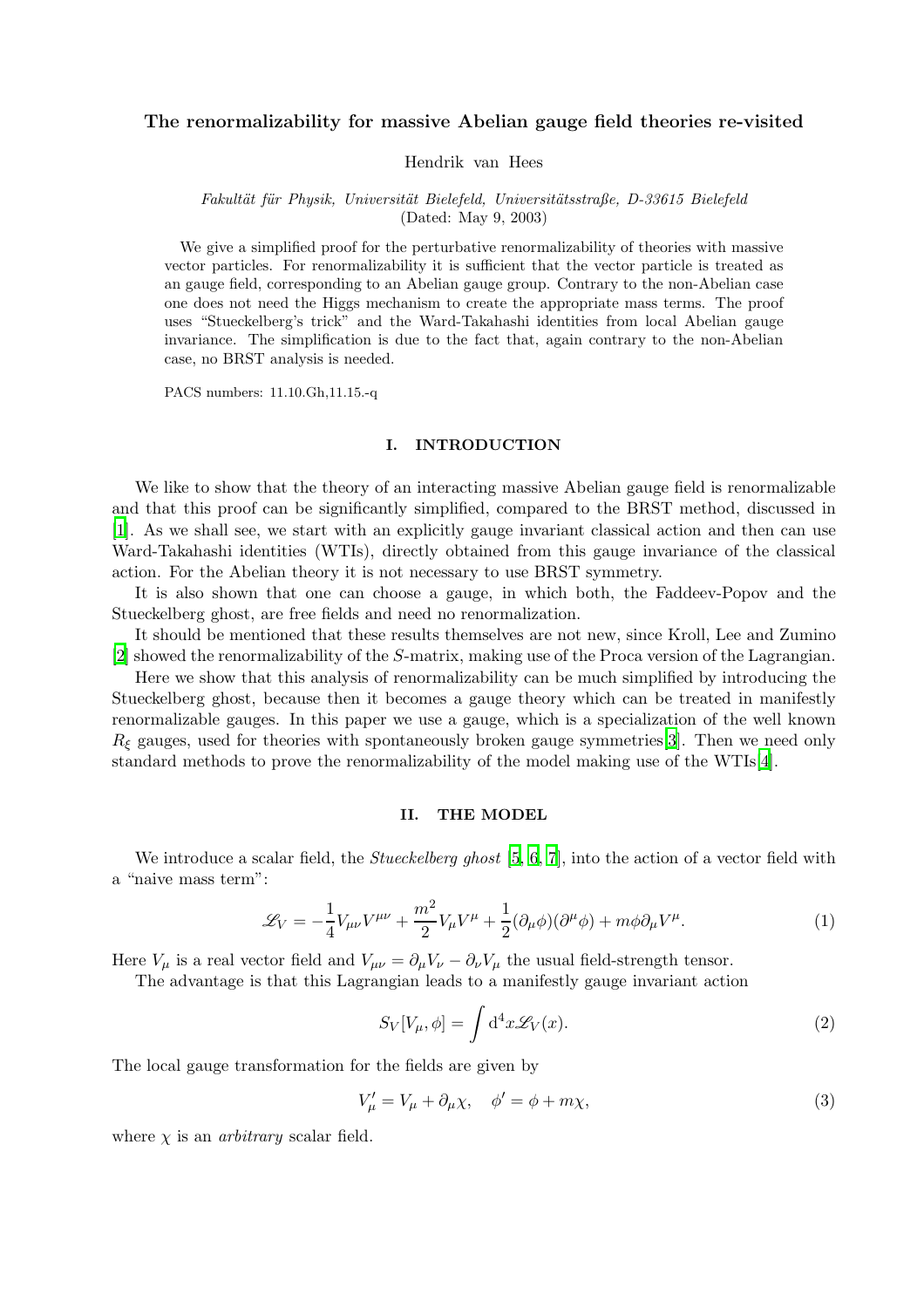# The renormalizability for massive Abelian gauge field theories re-visited

Hendrik van Hees

*Fakultät für Physik, Universität Bielefeld, Universitätsstraße, D-33615 Bielefeld*
(Dated: May 9, 2003)

We give a simplified proof for the perturbative renormalizability of theories with massive vector particles. For renormalizability it is sufficient that the vector particle is treated as an gauge field, corresponding to an Abelian gauge group. Contrary to the non-Abelian case one does not need the Higgs mechanism to create the appropriate mass terms. The proof uses "Stueckelberg's trick" and the Ward-Takahashi identities from local Abelian gauge invariance. The simplification is due to the fact that, again contrary to the non-Abelian case, no BRST analysis is needed.

PACS numbers: 11.10.Gh,11.15.-q

## I. INTRODUCTION

We like to show that the theory of an interacting massive Abelian gauge field is renormalizable and that this proof can be significantly simplified, compared to the BRST method, discussed in [1]. As we shall see, we start with an explicitly gauge invariant classical action and then can use Ward-Takahashi identities (WTIs), directly obtained from this gauge invariance of the classical action. For the Abelian theory it is not necessary to use BRST symmetry.

It is also shown that one can choose a gauge, in which both, the Faddeev-Popov and the Stueckelberg ghost, are free fields and need no renormalization.

It should be mentioned that these results themselves are not new, since Kroll, Lee and Zumino [2] showed the renormalizability of the $S$-matrix, making use of the Proca version of the Lagrangian.

Here we show that this analysis of renormalizability can be much simplified by introducing the Stueckelberg ghost, because then it becomes a gauge theory which can be treated in manifestly renormalizable gauges. In this paper we use a gauge, which is a specialization of the well known $R_\xi$ gauges, used for theories with spontaneously broken gauge symmetries[3]. Then we need only standard methods to prove the renormalizability of the model making use of the WTIs[4].

## II. THE MODEL

We introduce a scalar field, the *Stueckelberg ghost* [5, 6, 7], into the action of a vector field with a "naive mass term":

$$\mathscr{L}_V = -\frac{1}{4}V_{\mu\nu}V^{\mu\nu} + \frac{m^2}{2}V_\mu V^\mu + \frac{1}{2}(\partial_\mu\phi)(\partial^\mu\phi) + m\phi\partial_\mu V^\mu. \tag{1}$$

Here $V_\mu$ is a real vector field and $V_{\mu\nu} = \partial_\mu V_\nu - \partial_\nu V_\mu$ the usual field-strength tensor.

The advantage is that this Lagrangian leads to a manifestly gauge invariant action

$$S_V[V_\mu, \phi] = \int \mathrm{d}^4x \mathscr{L}_V(x). \tag{2}$$

The local gauge transformation for the fields are given by

$$V'_\mu = V_\mu + \partial_\mu\chi, \quad \phi' = \phi + m\chi, \tag{3}$$

where $\chi$ is an *arbitrary* scalar field.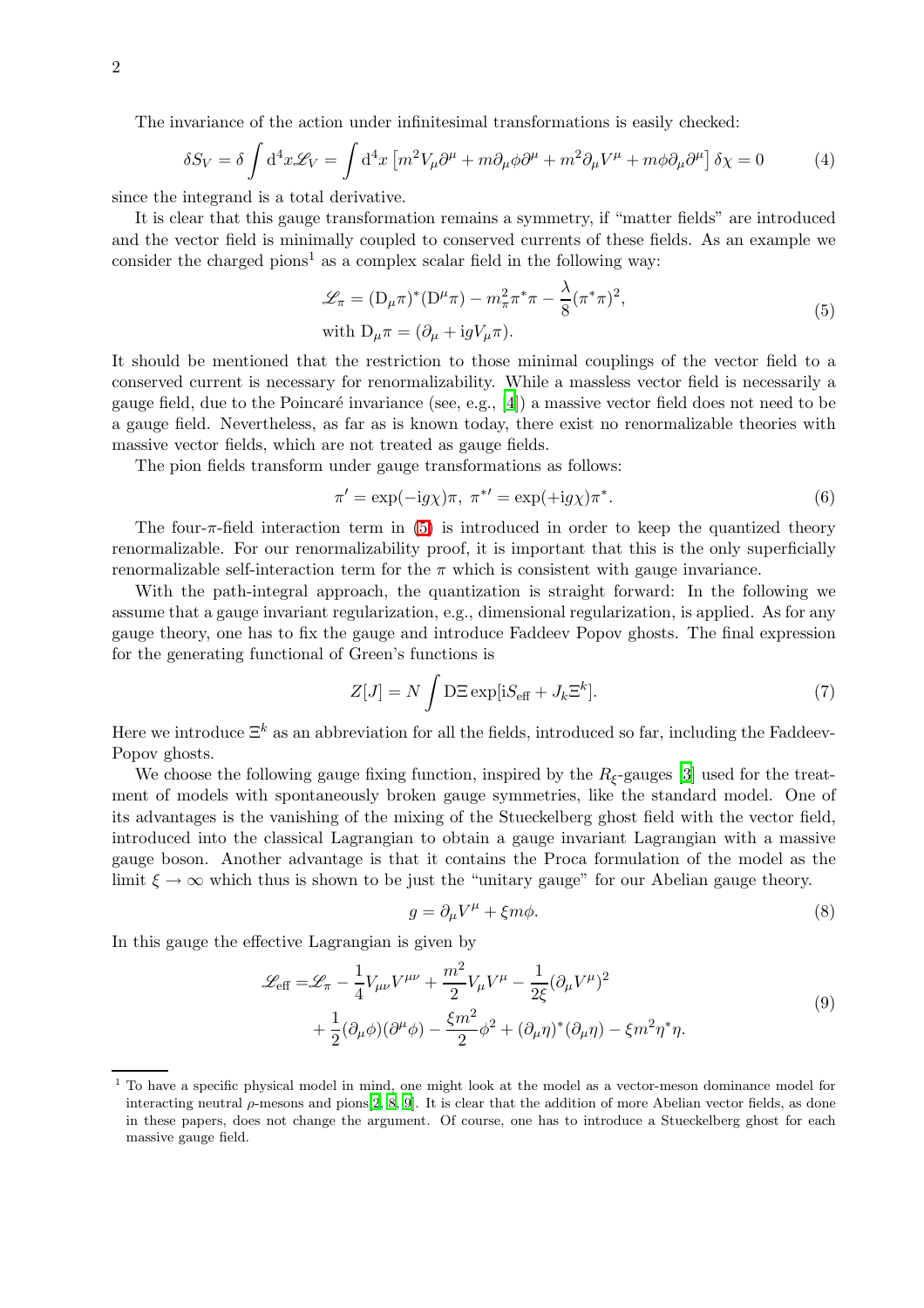The invariance of the action under infinitesimal transformations is easily checked:

$$\delta S_V = \delta \int \mathrm{d}^4 x \mathscr{L}_V = \int \mathrm{d}^4 x \left[ m^2 V_\mu \partial^\mu + m \partial_\mu \phi \partial^\mu + m^2 \partial_\mu V^\mu + m \phi \partial_\mu \partial^\mu \right] \delta\chi = 0 \tag{4}$$

since the integrand is a total derivative.

It is clear that this gauge transformation remains a symmetry, if "matter fields" are introduced and the vector field is minimally coupled to conserved currents of these fields. As an example we consider the charged pions[1] as a complex scalar field in the following way:

$$\begin{aligned} &\mathscr{L}_\pi = (\mathrm{D}_\mu \pi)^* (\mathrm{D}^\mu \pi) - m_\pi^2 \pi^* \pi - \frac{\lambda}{8} (\pi^* \pi)^2, \\ &\text{with } \mathrm{D}_\mu \pi = (\partial_\mu + \mathrm{i} g V_\mu \pi). \end{aligned} \tag{5}$$

It should be mentioned that the restriction to those minimal couplings of the vector field to a conserved current is necessary for renormalizability. While a massless vector field is necessarily a gauge field, due to the Poincaré invariance (see, e.g., [4]) a massive vector field does not need to be a gauge field. Nevertheless, as far as is known today, there exist no renormalizable theories with massive vector fields, which are not treated as gauge fields.

The pion fields transform under gauge transformations as follows:

$$\pi' = \exp(-\mathrm{i} g \chi) \pi, \; \pi^{*\prime} = \exp(+\mathrm{i} g \chi) \pi^*. \tag{6}$$

The four-$\pi$-field interaction term in (5) is introduced in order to keep the quantized theory renormalizable. For our renormalizability proof, it is important that this is the only superficially renormalizable self-interaction term for the $\pi$ which is consistent with gauge invariance.

With the path-integral approach, the quantization is straight forward: In the following we assume that a gauge invariant regularization, e.g., dimensional regularization, is applied. As for any gauge theory, one has to fix the gauge and introduce Faddeev Popov ghosts. The final expression for the generating functional of Green's functions is

$$Z[J] = N \int \mathrm{D}\Xi \exp[\mathrm{i} S_{\text{eff}} + J_k \Xi^k]. \tag{7}$$

Here we introduce $\Xi^k$ as an abbreviation for all the fields, introduced so far, including the Faddeev-Popov ghosts.

We choose the following gauge fixing function, inspired by the $R_\xi$-gauges [3] used for the treatment of models with spontaneously broken gauge symmetries, like the standard model. One of its advantages is the vanishing of the mixing of the Stueckelberg ghost field with the vector field, introduced into the classical Lagrangian to obtain a gauge invariant Lagrangian with a massive gauge boson. Another advantage is that it contains the Proca formulation of the model as the limit $\xi \to \infty$ which thus is shown to be just the "unitary gauge" for our Abelian gauge theory.

$$g = \partial_\mu V^\mu + \xi m \phi. \tag{8}$$

In this gauge the effective Lagrangian is given by

$$\begin{aligned} \mathscr{L}_{\text{eff}} =& \mathscr{L}_\pi - \frac{1}{4} V_{\mu\nu} V^{\mu\nu} + \frac{m^2}{2} V_\mu V^\mu - \frac{1}{2\xi} (\partial_\mu V^\mu)^2 \\ &+ \frac{1}{2} (\partial_\mu \phi)(\partial^\mu \phi) - \frac{\xi m^2}{2} \phi^2 + (\partial_\mu \eta)^* (\partial_\mu \eta) - \xi m^2 \eta^* \eta. \end{aligned} \tag{9}$$

[1] To have a specific physical model in mind, one might look at the model as a vector-meson dominance model for interacting neutral $\rho$-mesons and pions[2, 8, 9]. It is clear that the addition of more Abelian vector fields, as done in these papers, does not change the argument. Of course, one has to introduce a Stueckelberg ghost for each massive gauge field.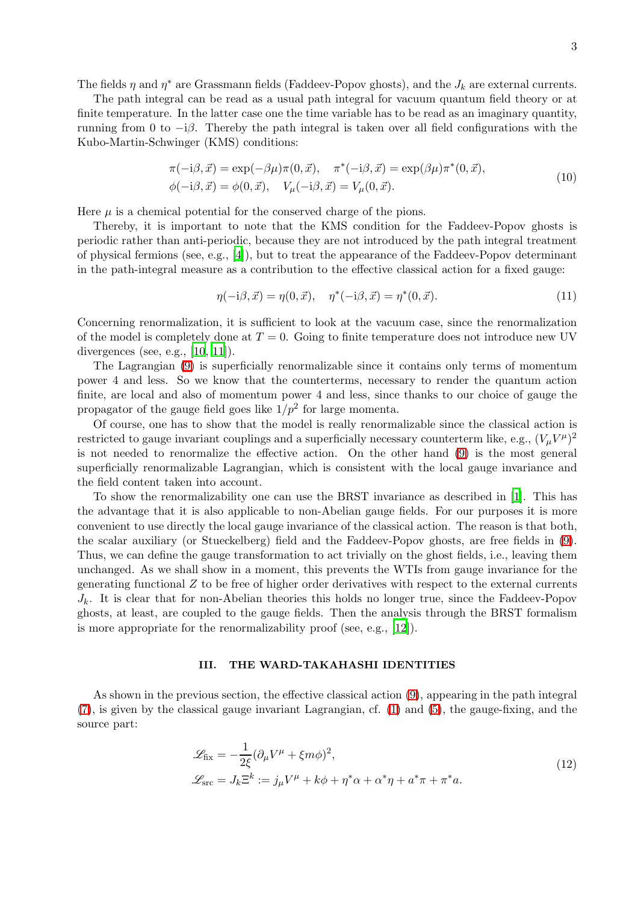The fields $\eta$ and $\eta^*$ are Grassmann fields (Faddeev-Popov ghosts), and the $J_k$ are external currents.

The path integral can be read as a usual path integral for vacuum quantum field theory or at finite temperature. In the latter case one the time variable has to be read as an imaginary quantity, running from 0 to $-\mathrm{i}\beta$. Thereby the path integral is taken over all field configurations with the Kubo-Martin-Schwinger (KMS) conditions:

$$\begin{aligned}
&\pi(-\mathrm{i}\beta, \vec{x}) = \exp(-\beta\mu)\pi(0, \vec{x}), \quad \pi^*(-\mathrm{i}\beta, \vec{x}) = \exp(\beta\mu)\pi^*(0, \vec{x}), \\
&\phi(-\mathrm{i}\beta, \vec{x}) = \phi(0, \vec{x}), \quad V_\mu(-\mathrm{i}\beta, \vec{x}) = V_\mu(0, \vec{x}).
\end{aligned} \tag{10}$$

Here $\mu$ is a chemical potential for the conserved charge of the pions.

Thereby, it is important to note that the KMS condition for the Faddeev-Popov ghosts is periodic rather than anti-periodic, because they are not introduced by the path integral treatment of physical fermions (see, e.g., [4]), but to treat the appearance of the Faddeev-Popov determinant in the path-integral measure as a contribution to the effective classical action for a fixed gauge:

$$\eta(-\mathrm{i}\beta, \vec{x}) = \eta(0, \vec{x}), \quad \eta^*(-\mathrm{i}\beta, \vec{x}) = \eta^*(0, \vec{x}). \tag{11}$$

Concerning renormalization, it is sufficient to look at the vacuum case, since the renormalization of the model is completely done at $T = 0$. Going to finite temperature does not introduce new UV divergences (see, e.g., [10, 11]).

The Lagrangian (9) is superficially renormalizable since it contains only terms of momentum power 4 and less. So we know that the counterterms, necessary to render the quantum action finite, are local and also of momentum power 4 and less, since thanks to our choice of gauge the propagator of the gauge field goes like $1/p^2$ for large momenta.

Of course, one has to show that the model is really renormalizable since the classical action is restricted to gauge invariant couplings and a superficially necessary counterterm like, e.g., $(V_\mu V^\mu)^2$ is not needed to renormalize the effective action. On the other hand (9) is the most general superficially renormalizable Lagrangian, which is consistent with the local gauge invariance and the field content taken into account.

To show the renormalizability one can use the BRST invariance as described in [1]. This has the advantage that it is also applicable to non-Abelian gauge fields. For our purposes it is more convenient to use directly the local gauge invariance of the classical action. The reason is that both, the scalar auxiliary (or Stueckelberg) field and the Faddeev-Popov ghosts, are free fields in (9). Thus, we can define the gauge transformation to act trivially on the ghost fields, i.e., leaving them unchanged. As we shall show in a moment, this prevents the WTIs from gauge invariance for the generating functional $Z$ to be free of higher order derivatives with respect to the external currents $J_k$. It is clear that for non-Abelian theories this holds no longer true, since the Faddeev-Popov ghosts, at least, are coupled to the gauge fields. Then the analysis through the BRST formalism is more appropriate for the renormalizability proof (see, e.g., [12]).

## III. THE WARD-TAKAHASHI IDENTITIES

As shown in the previous section, the effective classical action (9), appearing in the path integral (7), is given by the classical gauge invariant Lagrangian, cf. (1) and (5), the gauge-fixing, and the source part:

$$\begin{aligned}
&\mathscr{L}_{\text{fix}} = -\frac{1}{2\xi}(\partial_\mu V^\mu + \xi m\phi)^2, \\
&\mathscr{L}_{\text{src}} = J_k \Xi^k := j_\mu V^\mu + k\phi + \eta^*\alpha + \alpha^*\eta + a^*\pi + \pi^* a.
\end{aligned} \tag{12}$$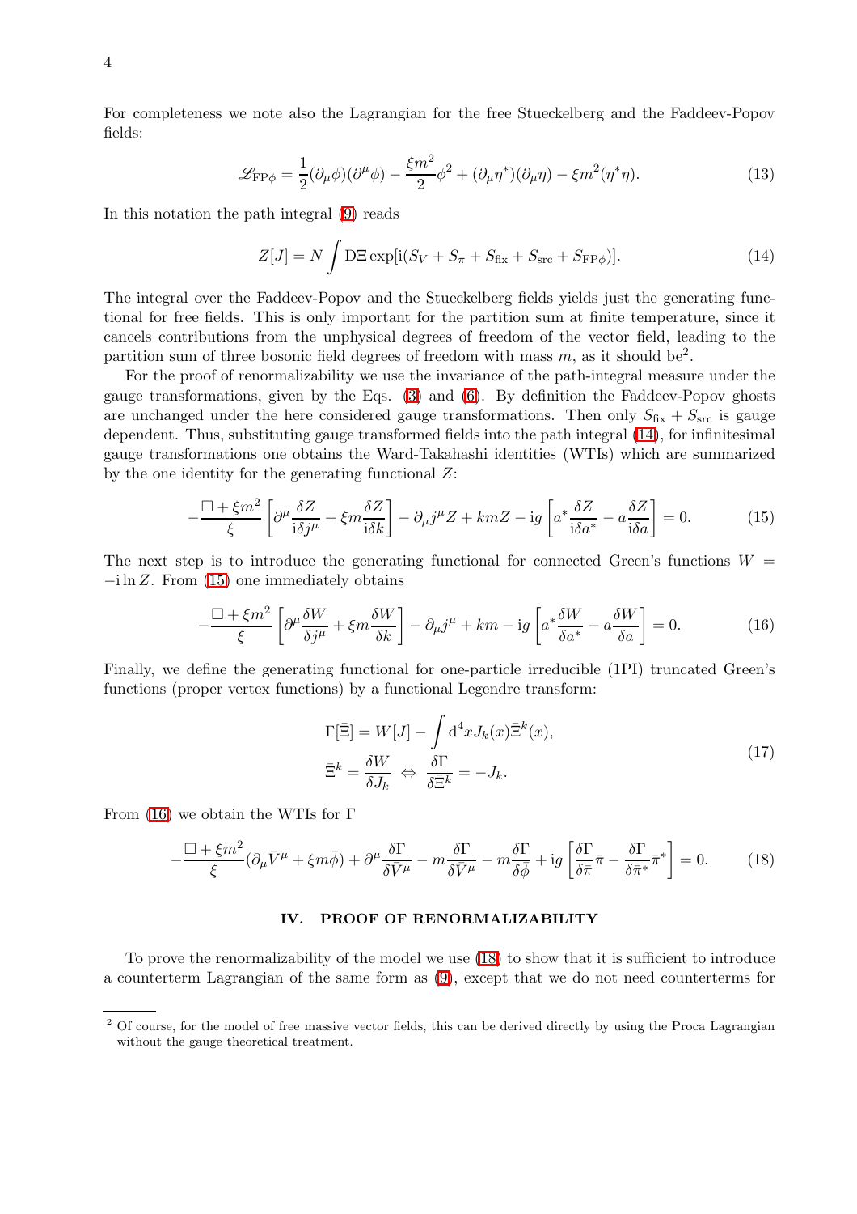For completeness we note also the Lagrangian for the free Stueckelberg and the Faddeev-Popov fields:

$$
\mathscr{L}_{\mathrm{FP}\phi} = \frac{1}{2}(\partial_\mu \phi)(\partial^\mu \phi) - \frac{\xi m^2}{2}\phi^2 + (\partial_\mu \eta^*)(\partial_\mu \eta) - \xi m^2 (\eta^* \eta). \tag{13}
$$

In this notation the path integral (9) reads

$$
Z[J] = N \int \mathrm{D}\Xi \exp[\mathrm{i}(S_V + S_\pi + S_{\mathrm{fix}} + S_{\mathrm{src}} + S_{\mathrm{FP}\phi})]. \tag{14}
$$

The integral over the Faddeev-Popov and the Stueckelberg fields yields just the generating functional for free fields. This is only important for the partition sum at finite temperature, since it cancels contributions from the unphysical degrees of freedom of the vector field, leading to the partition sum of three bosonic field degrees of freedom with mass $m$, as it should be[2].

For the proof of renormalizability we use the invariance of the path-integral measure under the gauge transformations, given by the Eqs. (3) and (6). By definition the Faddeev-Popov ghosts are unchanged under the here considered gauge transformations. Then only $S_{\mathrm{fix}} + S_{\mathrm{src}}$ is gauge dependent. Thus, substituting gauge transformed fields into the path integral (14), for infinitesimal gauge transformations one obtains the Ward-Takahashi identities (WTIs) which are summarized by the one identity for the generating functional $Z$:

$$
-\frac{\Box + \xi m^2}{\xi}\left[\partial^\mu \frac{\delta Z}{\mathrm{i}\delta j^\mu} + \xi m \frac{\delta Z}{\mathrm{i}\delta k}\right] - \partial_\mu j^\mu Z + kmZ - \mathrm{i}g\left[a^* \frac{\delta Z}{\mathrm{i}\delta a^*} - a\frac{\delta Z}{\mathrm{i}\delta a}\right] = 0. \tag{15}
$$

The next step is to introduce the generating functional for connected Green's functions $W = -\mathrm{i}\ln Z$. From (15) one immediately obtains

$$
-\frac{\Box + \xi m^2}{\xi}\left[\partial^\mu \frac{\delta W}{\delta j^\mu} + \xi m \frac{\delta W}{\delta k}\right] - \partial_\mu j^\mu + km - \mathrm{i}g\left[a^* \frac{\delta W}{\delta a^*} - a\frac{\delta W}{\delta a}\right] = 0. \tag{16}
$$

Finally, we define the generating functional for one-particle irreducible (1PI) truncated Green's functions (proper vertex functions) by a functional Legendre transform:

$$
\begin{aligned}
&\Gamma[\bar{\Xi}] = W[J] - \int \mathrm{d}^4 x J_k(x) \bar{\Xi}^k(x), \\
&\bar{\Xi}^k = \frac{\delta W}{\delta J_k} \Leftrightarrow \frac{\delta \Gamma}{\delta \bar{\Xi}^k} = -J_k.
\end{aligned} \tag{17}
$$

From (16) we obtain the WTIs for $\Gamma$

$$
-\frac{\Box + \xi m^2}{\xi}(\partial_\mu \bar{V}^\mu + \xi m \bar{\phi}) + \partial^\mu \frac{\delta \Gamma}{\delta \bar{V}^\mu} - m\frac{\delta \Gamma}{\delta \bar{V}^\mu} - m\frac{\delta \Gamma}{\delta \bar{\phi}} + \mathrm{i}g\left[\frac{\delta \Gamma}{\delta \bar{\pi}}\bar{\pi} - \frac{\delta \Gamma}{\delta \bar{\pi}^*}\bar{\pi}^*\right] = 0. \tag{18}
$$

## IV. PROOF OF RENORMALIZABILITY

To prove the renormalizability of the model we use (18) to show that it is sufficient to introduce a counterterm Lagrangian of the same form as (9), except that we do not need counterterms for

---

[2] Of course, for the model of free massive vector fields, this can be derived directly by using the Proca Lagrangian without the gauge theoretical treatment.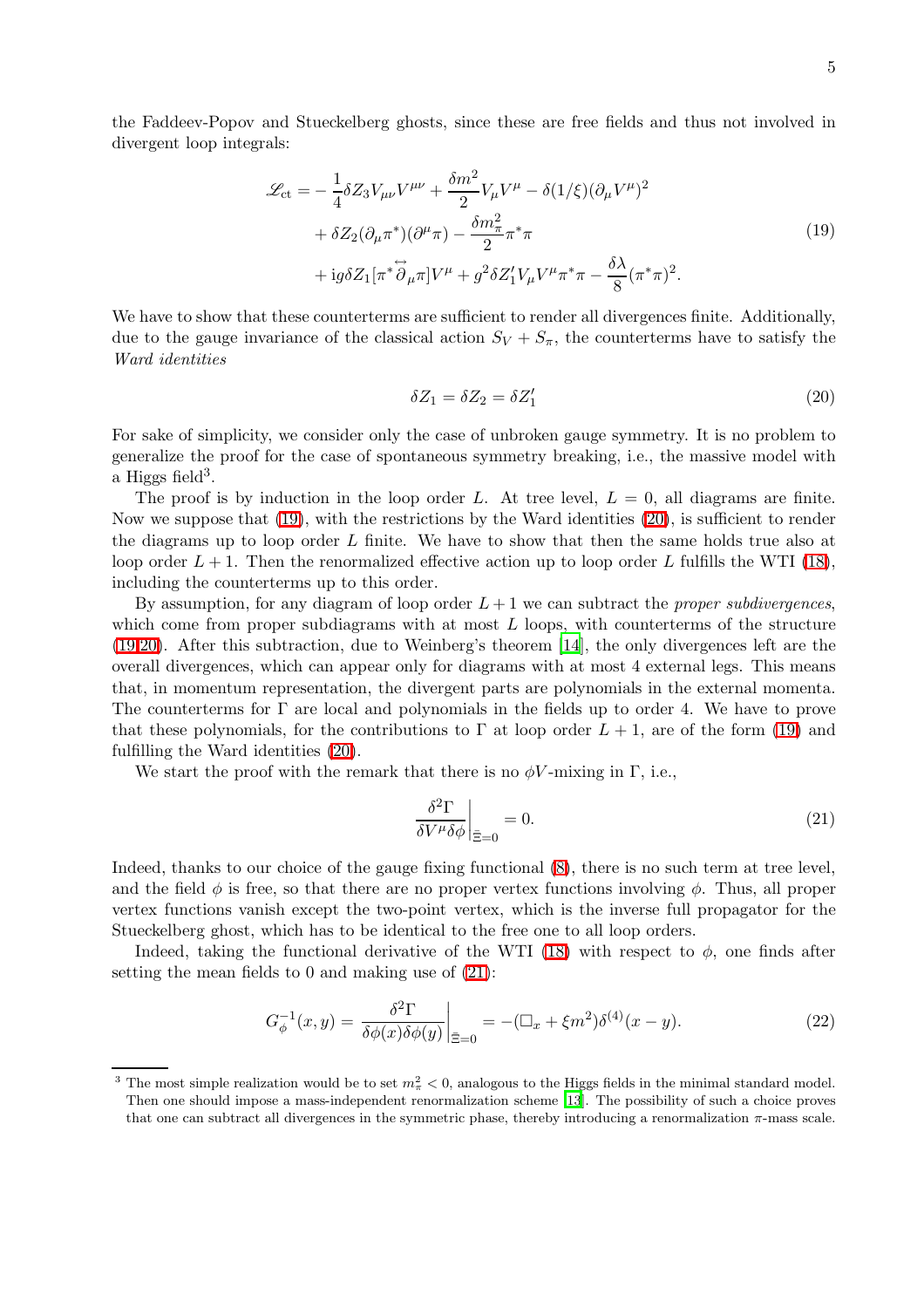the Faddeev-Popov and Stueckelberg ghosts, since these are free fields and thus not involved in divergent loop integrals:

$$
\begin{aligned}
\mathscr{L}_{\text{ct}} = &-\frac{1}{4}\delta Z_3 V_{\mu\nu}V^{\mu\nu} + \frac{\delta m^2}{2} V_\mu V^\mu - \delta(1/\xi)(\partial_\mu V^\mu)^2 \\
&+ \delta Z_2 (\partial_\mu \pi^*)(\partial^\mu \pi) - \frac{\delta m_\pi^2}{2}\pi^*\pi \\
&+ \mathrm{i} g \delta Z_1 [\pi^* \overleftrightarrow{\partial}_\mu \pi] V^\mu + g^2 \delta Z_1' V_\mu V^\mu \pi^* \pi - \frac{\delta\lambda}{8}(\pi^*\pi)^2.
\end{aligned}
\tag{19}
$$

We have to show that these counterterms are sufficient to render all divergences finite. Additionally, due to the gauge invariance of the classical action $S_V + S_\pi$, the counterterms have to satisfy the *Ward identities*

$$
\delta Z_1 = \delta Z_2 = \delta Z_1' \tag{20}
$$

For sake of simplicity, we consider only the case of unbroken gauge symmetry. It is no problem to generalize the proof for the case of spontaneous symmetry breaking, i.e., the massive model with a Higgs field[3].

The proof is by induction in the loop order $L$. At tree level, $L = 0$, all diagrams are finite. Now we suppose that (19), with the restrictions by the Ward identities (20), is sufficient to render the diagrams up to loop order $L$ finite. We have to show that then the same holds true also at loop order $L + 1$. Then the renormalized effective action up to loop order $L$ fulfills the WTI (18), including the counterterms up to this order.

By assumption, for any diagram of loop order $L+1$ we can subtract the *proper subdivergences*, which come from proper subdiagrams with at most $L$ loops, with counterterms of the structure (19,20). After this subtraction, due to Weinberg's theorem [14], the only divergences left are the overall divergences, which can appear only for diagrams with at most 4 external legs. This means that, in momentum representation, the divergent parts are polynomials in the external momenta. The counterterms for $\Gamma$ are local and polynomials in the fields up to order 4. We have to prove that these polynomials, for the contributions to $\Gamma$ at loop order $L + 1$, are of the form (19) and fulfilling the Ward identities (20).

We start the proof with the remark that there is no $\phi V$-mixing in $\Gamma$, i.e.,

$$
\left.\frac{\delta^2 \Gamma}{\delta V^\mu \delta \phi}\right|_{\bar{\Xi}=0} = 0. \tag{21}
$$

Indeed, thanks to our choice of the gauge fixing functional (8), there is no such term at tree level, and the field $\phi$ is free, so that there are no proper vertex functions involving $\phi$. Thus, all proper vertex functions vanish except the two-point vertex, which is the inverse full propagator for the Stueckelberg ghost, which has to be identical to the free one to all loop orders.

Indeed, taking the functional derivative of the WTI (18) with respect to $\phi$, one finds after setting the mean fields to 0 and making use of (21):

$$
G_\phi^{-1}(x,y) = \left.\frac{\delta^2 \Gamma}{\delta\phi(x)\delta\phi(y)}\right|_{\bar{\Xi}=0} = -(\Box_x + \xi m^2)\delta^{(4)}(x-y). \tag{22}
$$

---

[3] The most simple realization would be to set $m_\pi^2 < 0$, analogous to the Higgs fields in the minimal standard model. Then one should impose a mass-independent renormalization scheme [13]. The possibility of such a choice proves that one can subtract all divergences in the symmetric phase, thereby introducing a renormalization $\pi$-mass scale.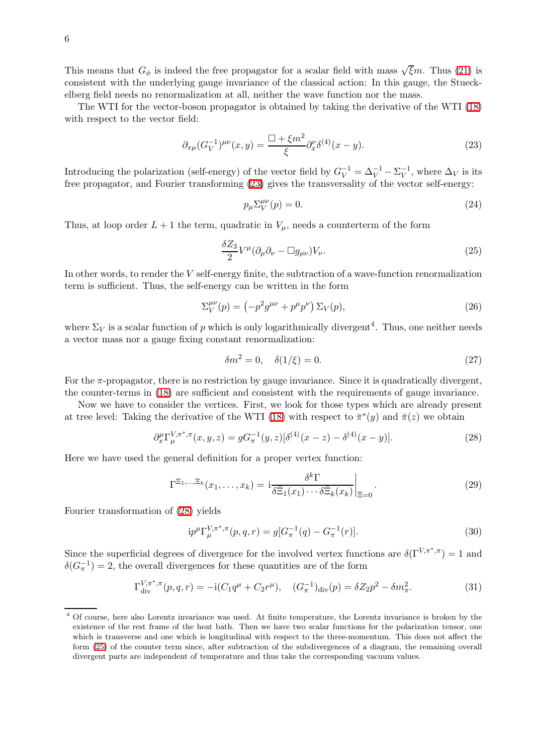This means that $G_\phi$ is indeed the free propagator for a scalar field with mass $\sqrt{\xi}m$. Thus (21) is consistent with the underlying gauge invariance of the classical action: In this gauge, the Stueckelberg field needs no renormalization at all, neither the wave function nor the mass.

The WTI for the vector-boson propagator is obtained by taking the derivative of the WTI (18) with respect to the vector field:

$$\partial_{x\mu}(G_V^{-1})^{\mu\nu}(x,y) = \frac{\Box + \xi m^2}{\xi} \partial_x^\nu \delta^{(4)}(x-y). \tag{23}$$

Introducing the polarization (self-energy) of the vector field by $G_V^{-1} = \Delta_V^{-1} - \Sigma_V^{-1}$, where $\Delta_V$ is its free propagator, and Fourier transforming (23) gives the transversality of the vector self-energy:

$$p_\mu \Sigma_V^{\mu\nu}(p) = 0. \tag{24}$$

Thus, at loop order $L+1$ the term, quadratic in $V_\mu$, needs a counterterm of the form

$$\frac{\delta Z_3}{2} V^\mu(\partial_\mu \partial_\nu - \Box g_{\mu\nu})V_\nu. \tag{25}$$

In other words, to render the $V$ self-energy finite, the subtraction of a wave-function renormalization term is sufficient. Thus, the self-energy can be written in the form

$$\Sigma_V^{\mu\nu}(p) = \left(-p^2 g^{\mu\nu} + p^\mu p^\nu\right) \Sigma_V(p), \tag{26}$$

where $\Sigma_V$ is a scalar function of $p$ which is only logarithmically divergent[4]. Thus, one neither needs a vector mass nor a gauge fixing constant renormalization:

$$\delta m^2 = 0, \quad \delta(1/\xi) = 0. \tag{27}$$

For the $\pi$-propagator, there is no restriction by gauge invariance. Since it is quadratically divergent, the counter-terms in (18) are sufficient and consistent with the requirements of gauge invariance.

Now we have to consider the vertices. First, we look for those types which are already present at tree level: Taking the derivative of the WTI (18) with respect to $\bar{\pi}^*(y)$ and $\bar{\pi}(z)$ we obtain

$$\partial_x^\mu \Gamma_\mu^{V,\pi^*,\pi}(x,y,z) = g G_\pi^{-1}(y,z)[\delta^{(4)}(x-z) - \delta^{(4)}(x-y)]. \tag{28}$$

Here we have used the general definition for a proper vertex function:

$$\Gamma^{\Xi_1,\ldots,\Xi_k}(x_1,\ldots,x_k) = \mathrm{i} \frac{\delta^k \Gamma}{\delta \bar{\Xi}_1(x_1) \cdots \delta \bar{\Xi}_k(x_k)}\bigg|_{\bar{\Xi}=0}. \tag{29}$$

Fourier transformation of (28) yields

$$\mathrm{i} p^\mu \Gamma_\mu^{V,\pi^*,\pi}(p,q,r) = g[G_\pi^{-1}(q) - G_\pi^{-1}(r)]. \tag{30}$$

Since the superficial degrees of divergence for the involved vertex functions are $\delta(\Gamma^{V,\pi^*,\pi}) = 1$ and $\delta(G_\pi^{-1}) = 2$, the overall divergences for these quantities are of the form

$$\Gamma_{\mathrm{div}}^{V,\pi^*,\pi}(p,q,r) = -\mathrm{i}(C_1 q^\mu + C_2 r^\mu), \quad (G_\pi^{-1})_{\mathrm{div}}(p) = \delta Z_2 p^2 - \delta m_\pi^2. \tag{31}$$

[4] Of course, here also Lorentz invariance was used. At finite temperature, the Lorentz invariance is broken by the existence of the rest frame of the heat bath. Then we have two scalar functions for the polarization tensor, one which is transverse and one which is longitudinal with respect to the three-momentum. This does not affect the form (25) of the counter term since, after subtraction of the subdivergences of a diagram, the remaining overall divergent parts are independent of temperature and thus take the corresponding vacuum values.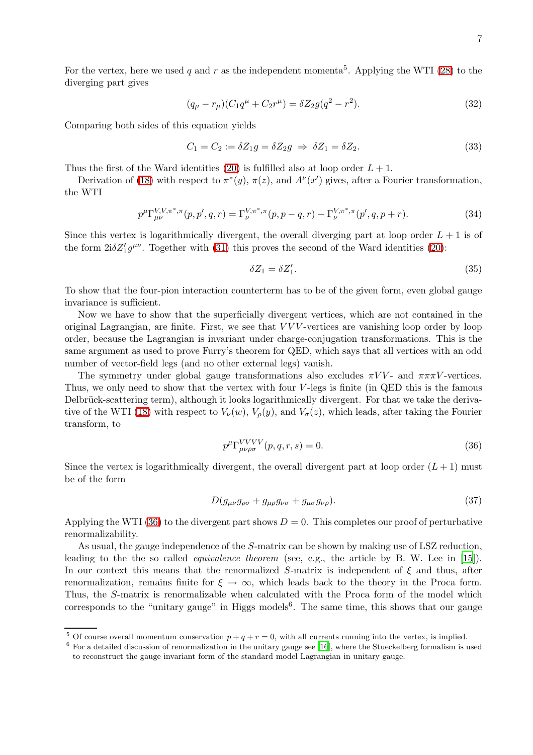For the vertex, here we used $q$ and $r$ as the independent momenta[5]. Applying the WTI (28) to the diverging part gives

$$(q_\mu - r_\mu)(C_1 q^\mu + C_2 r^\mu) = \delta Z_2 g(q^2 - r^2). \tag{32}$$

Comparing both sides of this equation yields

$$C_1 = C_2 := \delta Z_1 g = \delta Z_2 g \Rightarrow \delta Z_1 = \delta Z_2. \tag{33}$$

Thus the first of the Ward identities (20) is fulfilled also at loop order $L+1$.

Derivation of (18) with respect to $\pi^*(y)$, $\pi(z)$, and $A^\nu(x')$ gives, after a Fourier transformation, the WTI

$$p^\mu \Gamma^{V,V,\pi^*,\pi}_{\mu\nu}(p,p',q,r) = \Gamma^{V,\pi^*,\pi}_\nu(p,p-q,r) - \Gamma^{V,\pi^*,\pi}_\nu(p',q,p+r). \tag{34}$$

Since this vertex is logarithmically divergent, the overall diverging part at loop order $L+1$ is of the form $2\mathrm{i}\delta Z_1' g^{\mu\nu}$. Together with (31) this proves the second of the Ward identities (20):

$$\delta Z_1 = \delta Z_1'. \tag{35}$$

To show that the four-pion interaction counterterm has to be of the given form, even global gauge invariance is sufficient.

Now we have to show that the superficially divergent vertices, which are not contained in the original Lagrangian, are finite. First, we see that $VVV$-vertices are vanishing loop order by loop order, because the Lagrangian is invariant under charge-conjugation transformations. This is the same argument as used to prove Furry's theorem for QED, which says that all vertices with an odd number of vector-field legs (and no other external legs) vanish.

The symmetry under global gauge transformations also excludes $\pi VV$- and $\pi\pi\pi V$-vertices. Thus, we only need to show that the vertex with four $V$-legs is finite (in QED this is the famous Delbrück-scattering term), although it looks logarithmically divergent. For that we take the derivative of the WTI (18) with respect to $V_\nu(w)$, $V_\rho(y)$, and $V_\sigma(z)$, which leads, after taking the Fourier transform, to

$$p^\mu \Gamma^{VVVV}_{\mu\nu\rho\sigma}(p,q,r,s) = 0. \tag{36}$$

Since the vertex is logarithmically divergent, the overall divergent part at loop order $(L+1)$ must be of the form

$$D(g_{\mu\nu}g_{\rho\sigma} + g_{\mu\rho}g_{\nu\sigma} + g_{\mu\sigma}g_{\nu\rho}). \tag{37}$$

Applying the WTI (36) to the divergent part shows $D = 0$. This completes our proof of perturbative renormalizability.

As usual, the gauge independence of the $S$-matrix can be shown by making use of LSZ reduction, leading to the the so called *equivalence theorem* (see, e.g., the article by B. W. Lee in [15]). In our context this means that the renormalized $S$-matrix is independent of $\xi$ and thus, after renormalization, remains finite for $\xi \rightarrow \infty$, which leads back to the theory in the Proca form. Thus, the $S$-matrix is renormalizable when calculated with the Proca form of the model which corresponds to the "unitary gauge" in Higgs models[6]. The same time, this shows that our gauge

[5] Of course overall momentum conservation $p + q + r = 0$, with all currents running into the vertex, is implied.

[6] For a detailed discussion of renormalization in the unitary gauge see [16], where the Stueckelberg formalism is used to reconstruct the gauge invariant form of the standard model Lagrangian in unitary gauge.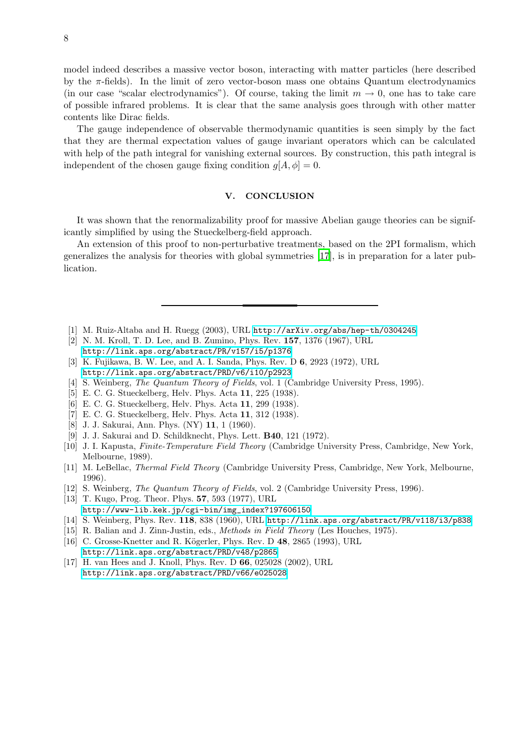model indeed describes a massive vector boson, interacting with matter particles (here described by the $\pi$-fields). In the limit of zero vector-boson mass one obtains Quantum electrodynamics (in our case "scalar electrodynamics"). Of course, taking the limit $m \to 0$, one has to take care of possible infrared problems. It is clear that the same analysis goes through with other matter contents like Dirac fields.

The gauge independence of observable thermodynamic quantities is seen simply by the fact that they are thermal expectation values of gauge invariant operators which can be calculated with help of the path integral for vanishing external sources. By construction, this path integral is independent of the chosen gauge fixing condition $g[A, \phi] = 0$.

## V. CONCLUSION

It was shown that the renormalizability proof for massive Abelian gauge theories can be significantly simplified by using the Stueckelberg-field approach.

An extension of this proof to non-perturbative treatments, based on the 2PI formalism, which generalizes the analysis for theories with global symmetries [17], is in preparation for a later publication.

---

[1] M. Ruiz-Altaba and H. Ruegg (2003), URL http://arXiv.org/abs/hep-th/0304245

[2] N. M. Kroll, T. D. Lee, and B. Zumino, Phys. Rev. **157**, 1376 (1967), URL http://link.aps.org/abstract/PR/v157/i5/p1376

[3] K. Fujikawa, B. W. Lee, and A. I. Sanda, Phys. Rev. D **6**, 2923 (1972), URL http://link.aps.org/abstract/PRD/v6/i10/p2923

[4] S. Weinberg, *The Quantum Theory of Fields*, vol. 1 (Cambridge University Press, 1995).

[5] E. C. G. Stueckelberg, Helv. Phys. Acta **11**, 225 (1938).

[6] E. C. G. Stueckelberg, Helv. Phys. Acta **11**, 299 (1938).

[7] E. C. G. Stueckelberg, Helv. Phys. Acta **11**, 312 (1938).

[8] J. J. Sakurai, Ann. Phys. (NY) **11**, 1 (1960).

[9] J. J. Sakurai and D. Schildknecht, Phys. Lett. **B40**, 121 (1972).

[10] J. I. Kapusta, *Finite-Temperature Field Theory* (Cambridge University Press, Cambridge, New York, Melbourne, 1989).

[11] M. LeBellac, *Thermal Field Theory* (Cambridge University Press, Cambridge, New York, Melbourne, 1996).

[12] S. Weinberg, *The Quantum Theory of Fields*, vol. 2 (Cambridge University Press, 1996).

[13] T. Kugo, Prog. Theor. Phys. **57**, 593 (1977), URL http://www-lib.kek.jp/cgi-bin/img_index?197606150

[14] S. Weinberg, Phys. Rev. **118**, 838 (1960), URL http://link.aps.org/abstract/PR/v118/i3/p838

[15] R. Balian and J. Zinn-Justin, eds., *Methods in Field Theory* (Les Houches, 1975).

[16] C. Grosse-Knetter and R. Kögerler, Phys. Rev. D **48**, 2865 (1993), URL http://link.aps.org/abstract/PRD/v48/p2865

[17] H. van Hees and J. Knoll, Phys. Rev. D **66**, 025028 (2002), URL http://link.aps.org/abstract/PRD/v66/e025028